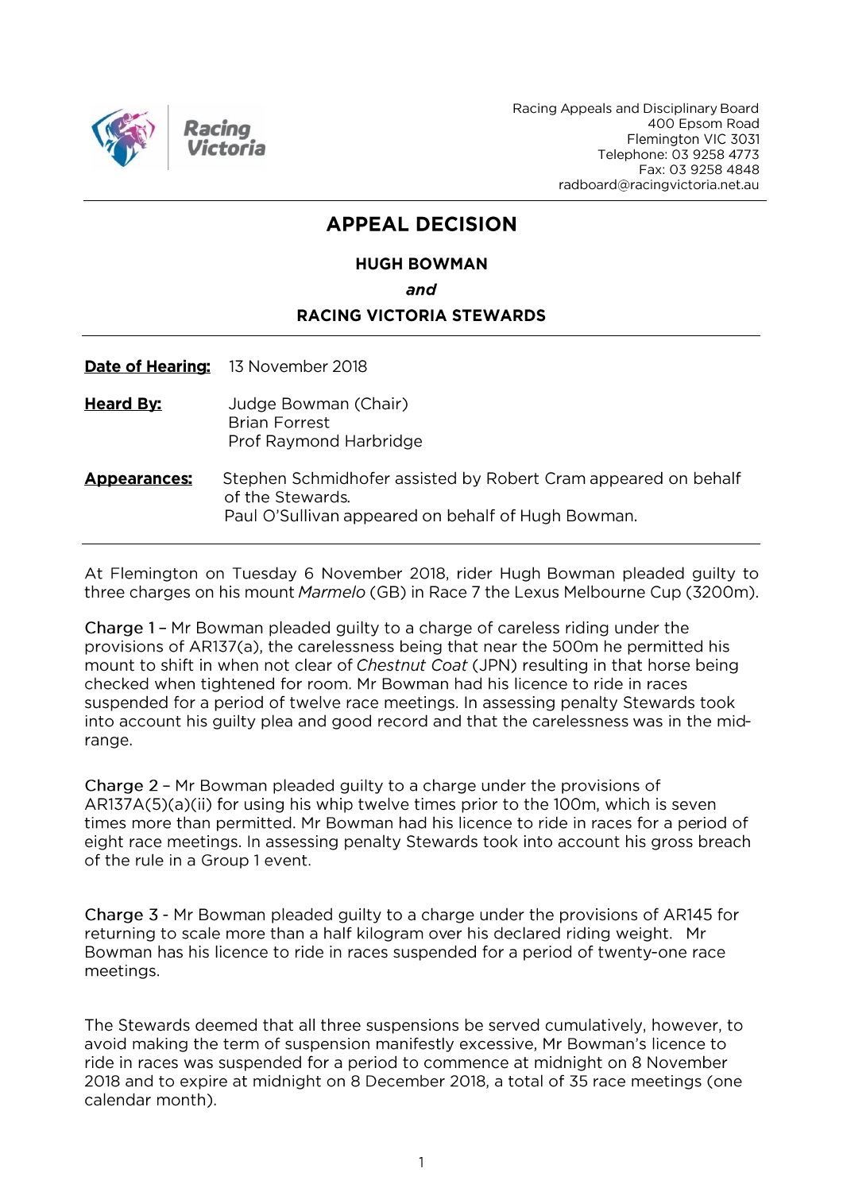Racing Appeals and Disciplinary Board
400 Epsom Road
Flemington VIC 3031
Telephone: 03 9258 4773
Fax: 03 9258 4848
radboard@racingvictoria.net.au

# APPEAL DECISION

**HUGH BOWMAN**

***and***

**RACING VICTORIA STEWARDS**

**Date of Hearing:** 13 November 2018

**Heard By:** Judge Bowman (Chair)
Brian Forrest
Prof Raymond Harbridge

**Appearances:** Stephen Schmidhofer assisted by Robert Cram appeared on behalf of the Stewards.
Paul O'Sullivan appeared on behalf of Hugh Bowman.

At Flemington on Tuesday 6 November 2018, rider Hugh Bowman pleaded guilty to three charges on his mount *Marmelo* (GB) in Race 7 the Lexus Melbourne Cup (3200m).

Charge 1 – Mr Bowman pleaded guilty to a charge of careless riding under the provisions of AR137(a), the carelessness being that near the 500m he permitted his mount to shift in when not clear of *Chestnut Coat* (JPN) resulting in that horse being checked when tightened for room. Mr Bowman had his licence to ride in races suspended for a period of twelve race meetings. In assessing penalty Stewards took into account his guilty plea and good record and that the carelessness was in the mid-range.

Charge 2 – Mr Bowman pleaded guilty to a charge under the provisions of AR137A(5)(a)(ii) for using his whip twelve times prior to the 100m, which is seven times more than permitted. Mr Bowman had his licence to ride in races for a period of eight race meetings. In assessing penalty Stewards took into account his gross breach of the rule in a Group 1 event.

Charge 3 - Mr Bowman pleaded guilty to a charge under the provisions of AR145 for returning to scale more than a half kilogram over his declared riding weight. Mr Bowman has his licence to ride in races suspended for a period of twenty-one race meetings.

The Stewards deemed that all three suspensions be served cumulatively, however, to avoid making the term of suspension manifestly excessive, Mr Bowman's licence to ride in races was suspended for a period to commence at midnight on 8 November 2018 and to expire at midnight on 8 December 2018, a total of 35 race meetings (one calendar month).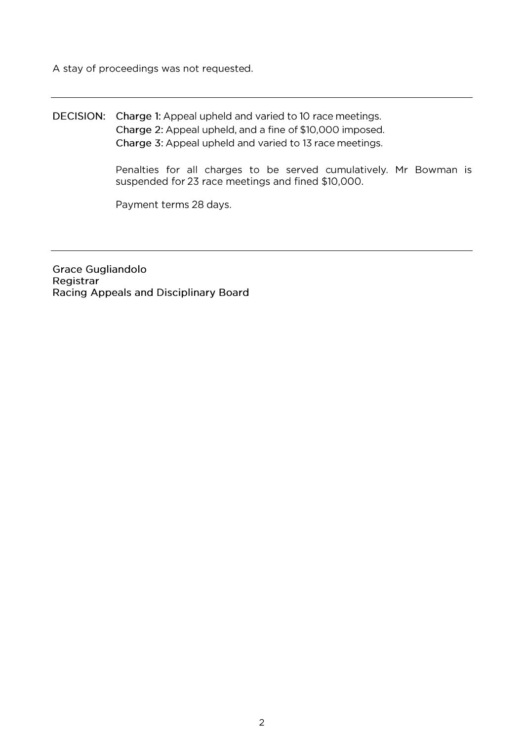A stay of proceedings was not requested.

---

**DECISION:** **Charge 1:** Appeal upheld and varied to 10 race meetings.
**Charge 2:** Appeal upheld, and a fine of $10,000 imposed.
**Charge 3:** Appeal upheld and varied to 13 race meetings.

Penalties for all charges to be served cumulatively. Mr Bowman is suspended for 23 race meetings and fined $10,000.

Payment terms 28 days.

---

Grace Gugliandolo
Registrar
Racing Appeals and Disciplinary Board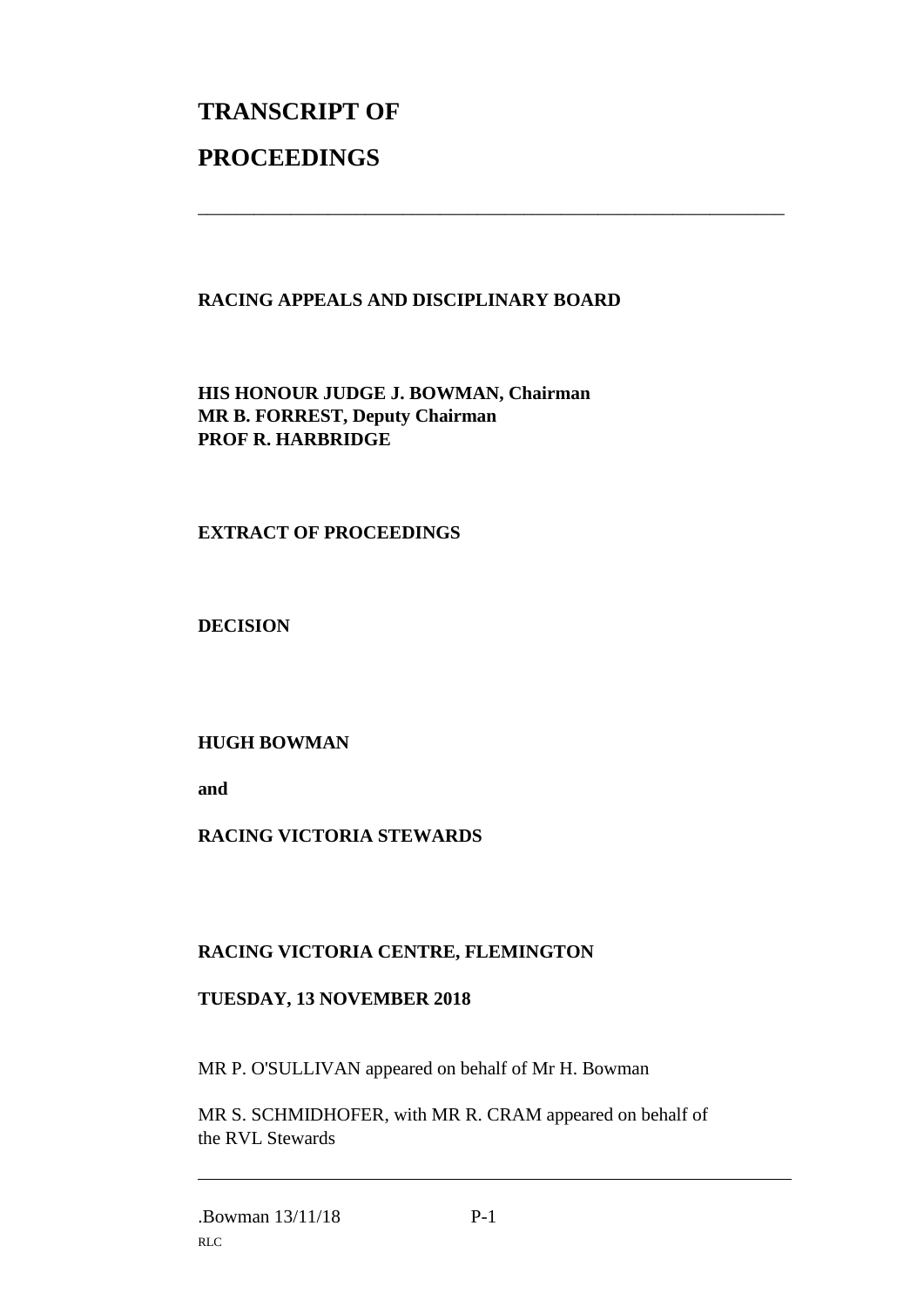# TRANSCRIPT OF PROCEEDINGS

---

**RACING APPEALS AND DISCIPLINARY BOARD**

**HIS HONOUR JUDGE J. BOWMAN, Chairman**
**MR B. FORREST, Deputy Chairman**
**PROF R. HARBRIDGE**

**EXTRACT OF PROCEEDINGS**

**DECISION**

**HUGH BOWMAN**

**and**

**RACING VICTORIA STEWARDS**

**RACING VICTORIA CENTRE, FLEMINGTON**

**TUESDAY, 13 NOVEMBER 2018**

MR P. O'SULLIVAN appeared on behalf of Mr H. Bowman

MR S. SCHMIDHOFER, with MR R. CRAM appeared on behalf of the RVL Stewards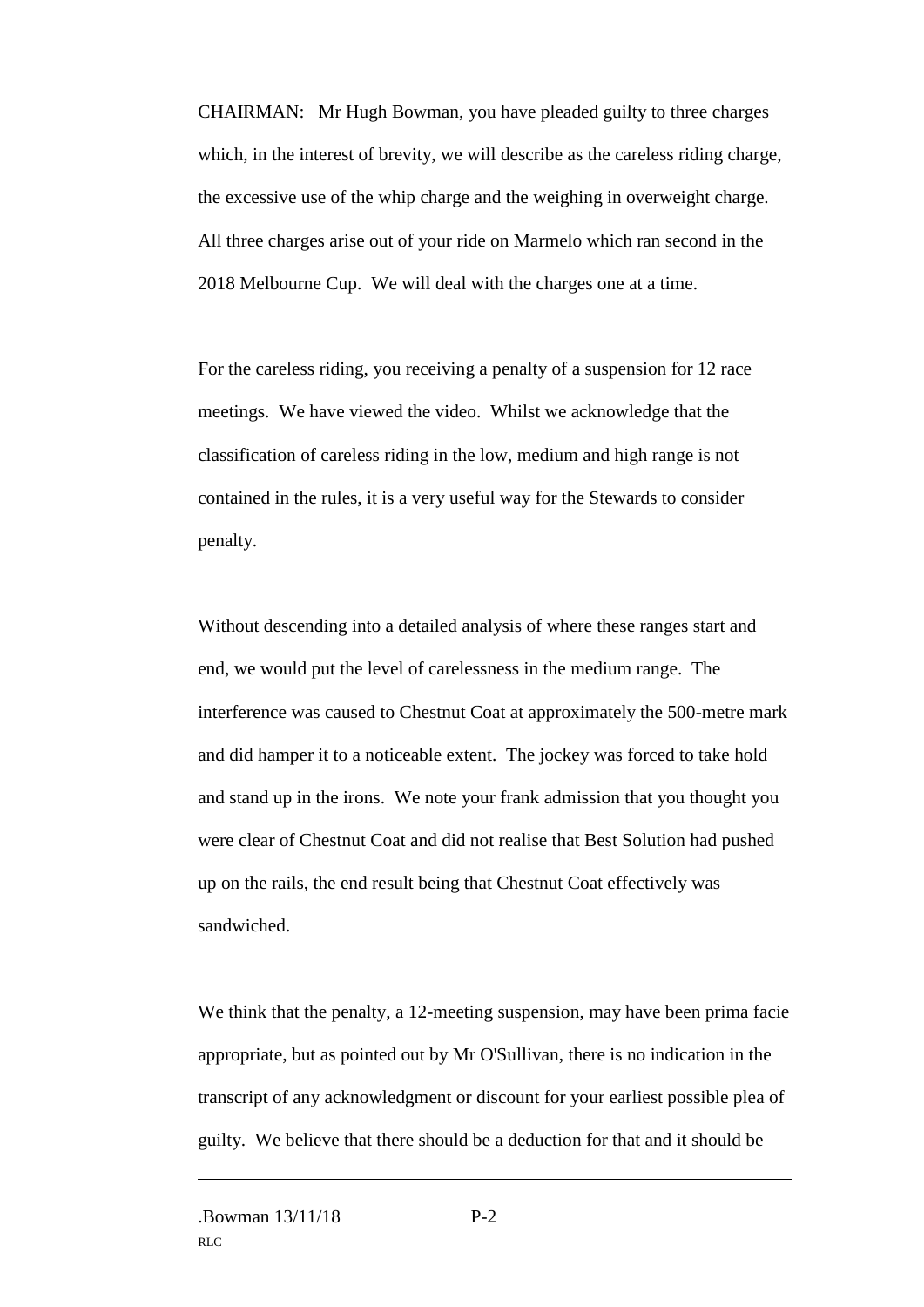CHAIRMAN: Mr Hugh Bowman, you have pleaded guilty to three charges which, in the interest of brevity, we will describe as the careless riding charge, the excessive use of the whip charge and the weighing in overweight charge. All three charges arise out of your ride on Marmelo which ran second in the 2018 Melbourne Cup. We will deal with the charges one at a time.

For the careless riding, you receiving a penalty of a suspension for 12 race meetings. We have viewed the video. Whilst we acknowledge that the classification of careless riding in the low, medium and high range is not contained in the rules, it is a very useful way for the Stewards to consider penalty.

Without descending into a detailed analysis of where these ranges start and end, we would put the level of carelessness in the medium range. The interference was caused to Chestnut Coat at approximately the 500-metre mark and did hamper it to a noticeable extent. The jockey was forced to take hold and stand up in the irons. We note your frank admission that you thought you were clear of Chestnut Coat and did not realise that Best Solution had pushed up on the rails, the end result being that Chestnut Coat effectively was sandwiched.

We think that the penalty, a 12-meeting suspension, may have been prima facie appropriate, but as pointed out by Mr O'Sullivan, there is no indication in the transcript of any acknowledgment or discount for your earliest possible plea of guilty. We believe that there should be a deduction for that and it should be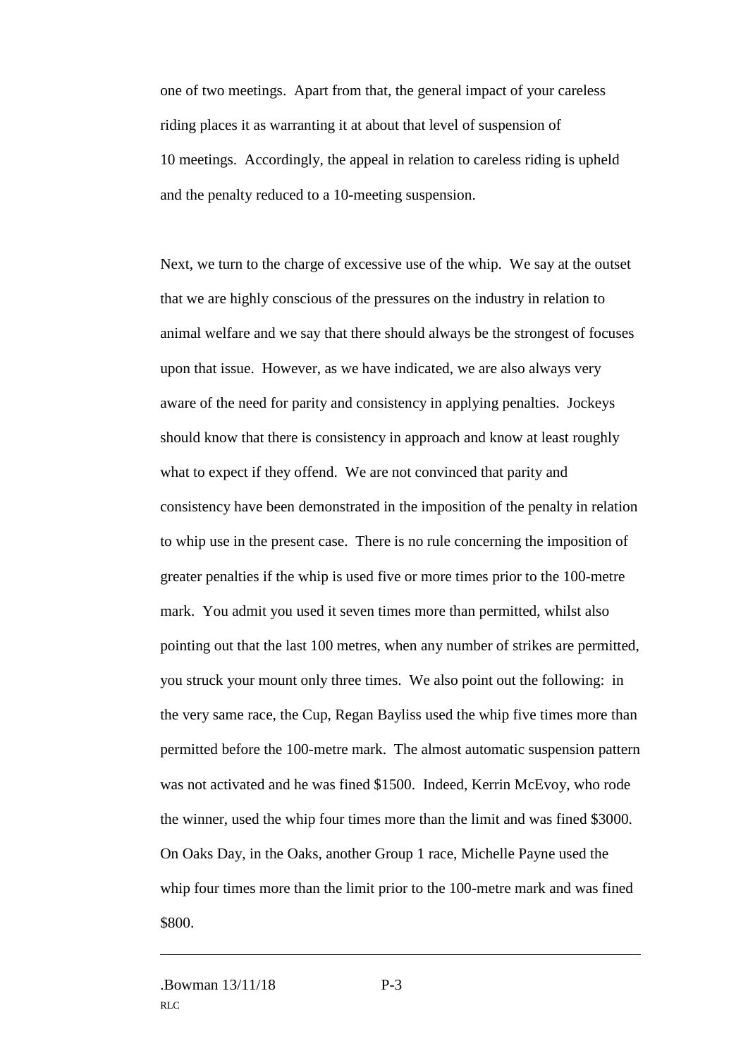one of two meetings. Apart from that, the general impact of your careless riding places it as warranting it at about that level of suspension of 10 meetings. Accordingly, the appeal in relation to careless riding is upheld and the penalty reduced to a 10-meeting suspension.

Next, we turn to the charge of excessive use of the whip. We say at the outset that we are highly conscious of the pressures on the industry in relation to animal welfare and we say that there should always be the strongest of focuses upon that issue. However, as we have indicated, we are also always very aware of the need for parity and consistency in applying penalties. Jockeys should know that there is consistency in approach and know at least roughly what to expect if they offend. We are not convinced that parity and consistency have been demonstrated in the imposition of the penalty in relation to whip use in the present case. There is no rule concerning the imposition of greater penalties if the whip is used five or more times prior to the 100-metre mark. You admit you used it seven times more than permitted, whilst also pointing out that the last 100 metres, when any number of strikes are permitted, you struck your mount only three times. We also point out the following: in the very same race, the Cup, Regan Bayliss used the whip five times more than permitted before the 100-metre mark. The almost automatic suspension pattern was not activated and he was fined $1500. Indeed, Kerrin McEvoy, who rode the winner, used the whip four times more than the limit and was fined $3000. On Oaks Day, in the Oaks, another Group 1 race, Michelle Payne used the whip four times more than the limit prior to the 100-metre mark and was fined $800.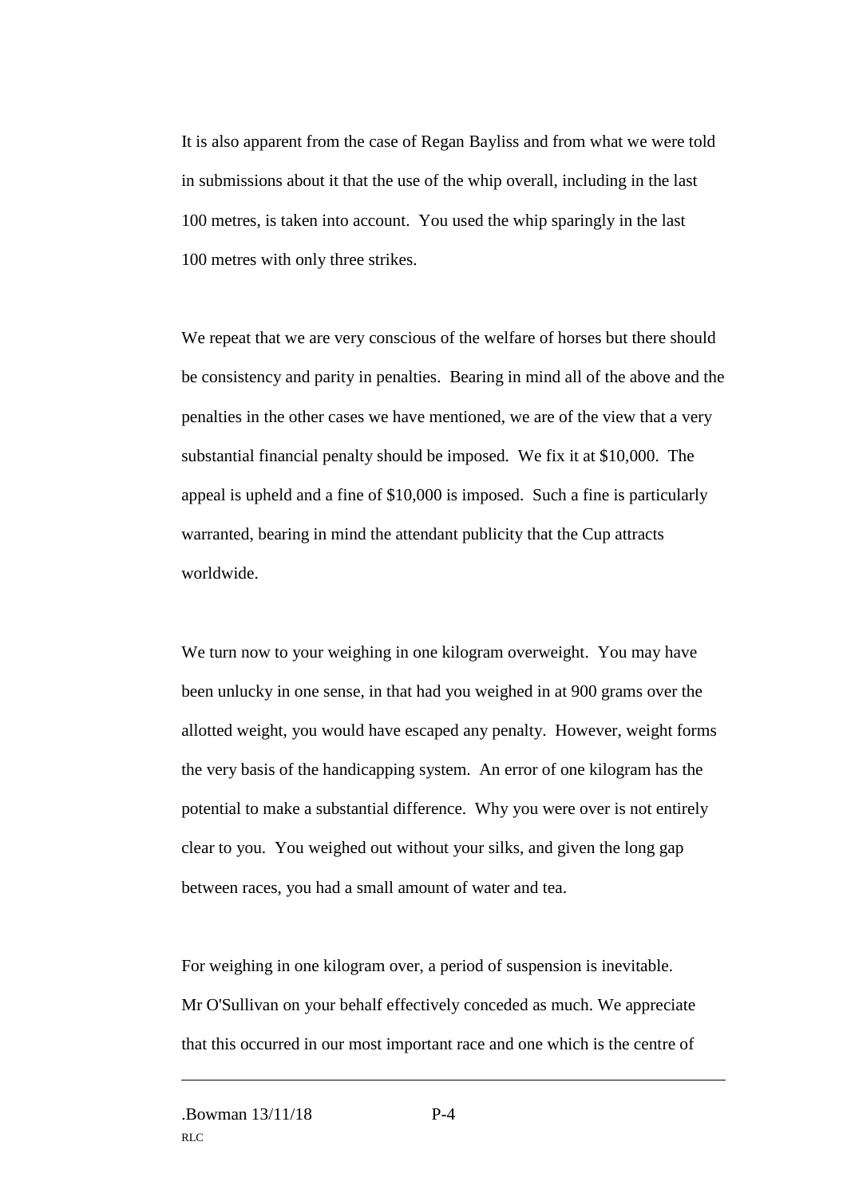It is also apparent from the case of Regan Bayliss and from what we were told in submissions about it that the use of the whip overall, including in the last 100 metres, is taken into account. You used the whip sparingly in the last 100 metres with only three strikes.

We repeat that we are very conscious of the welfare of horses but there should be consistency and parity in penalties. Bearing in mind all of the above and the penalties in the other cases we have mentioned, we are of the view that a very substantial financial penalty should be imposed. We fix it at $10,000. The appeal is upheld and a fine of $10,000 is imposed. Such a fine is particularly warranted, bearing in mind the attendant publicity that the Cup attracts worldwide.

We turn now to your weighing in one kilogram overweight. You may have been unlucky in one sense, in that had you weighed in at 900 grams over the allotted weight, you would have escaped any penalty. However, weight forms the very basis of the handicapping system. An error of one kilogram has the potential to make a substantial difference. Why you were over is not entirely clear to you. You weighed out without your silks, and given the long gap between races, you had a small amount of water and tea.

For weighing in one kilogram over, a period of suspension is inevitable. Mr O'Sullivan on your behalf effectively conceded as much. We appreciate that this occurred in our most important race and one which is the centre of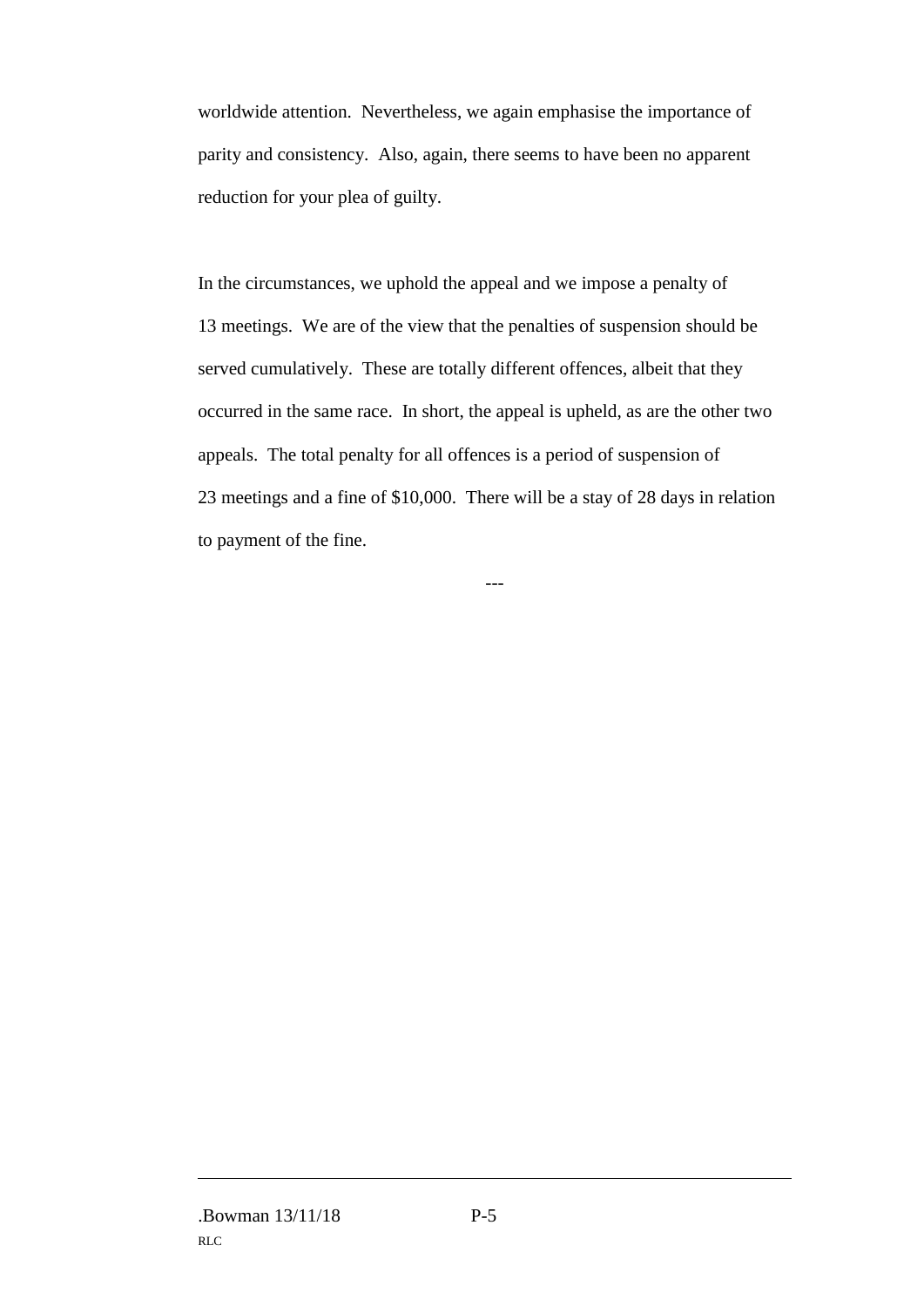worldwide attention. Nevertheless, we again emphasise the importance of parity and consistency. Also, again, there seems to have been no apparent reduction for your plea of guilty.

In the circumstances, we uphold the appeal and we impose a penalty of 13 meetings. We are of the view that the penalties of suspension should be served cumulatively. These are totally different offences, albeit that they occurred in the same race. In short, the appeal is upheld, as are the other two appeals. The total penalty for all offences is a period of suspension of 23 meetings and a fine of $10,000. There will be a stay of 28 days in relation to payment of the fine.

---